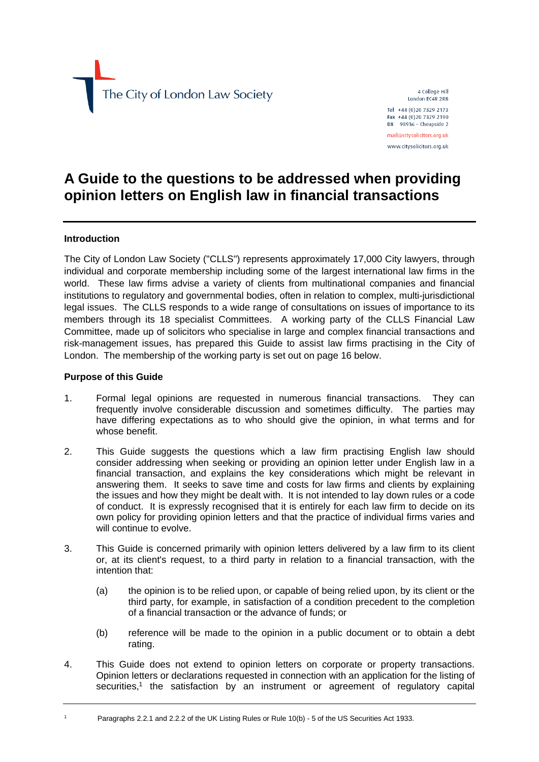The City of London Law Society

4 College Hill
London EC4R 2RB

Tel +44 (0)20 7329 2173
Fax +44 (0)20 7329 2190
DX 98936 – Cheapside 2

mail@citysolicitors.org.uk

www.citysolicitors.org.uk

# A Guide to the questions to be addressed when providing opinion letters on English law in financial transactions

---

### Introduction

The City of London Law Society ("CLLS") represents approximately 17,000 City lawyers, through individual and corporate membership including some of the largest international law firms in the world. These law firms advise a variety of clients from multinational companies and financial institutions to regulatory and governmental bodies, often in relation to complex, multi-jurisdictional legal issues. The CLLS responds to a wide range of consultations on issues of importance to its members through its 18 specialist Committees. A working party of the CLLS Financial Law Committee, made up of solicitors who specialise in large and complex financial transactions and risk-management issues, has prepared this Guide to assist law firms practising in the City of London. The membership of the working party is set out on page 16 below.

### Purpose of this Guide

1. Formal legal opinions are requested in numerous financial transactions. They can frequently involve considerable discussion and sometimes difficulty. The parties may have differing expectations as to who should give the opinion, in what terms and for whose benefit.

2. This Guide suggests the questions which a law firm practising English law should consider addressing when seeking or providing an opinion letter under English law in a financial transaction, and explains the key considerations which might be relevant in answering them. It seeks to save time and costs for law firms and clients by explaining the issues and how they might be dealt with. It is not intended to lay down rules or a code of conduct. It is expressly recognised that it is entirely for each law firm to decide on its own policy for providing opinion letters and that the practice of individual firms varies and will continue to evolve.

3. This Guide is concerned primarily with opinion letters delivered by a law firm to its client or, at its client's request, to a third party in relation to a financial transaction, with the intention that:

   (a) the opinion is to be relied upon, or capable of being relied upon, by its client or the third party, for example, in satisfaction of a condition precedent to the completion of a financial transaction or the advance of funds; or

   (b) reference will be made to the opinion in a public document or to obtain a debt rating.

4. This Guide does not extend to opinion letters on corporate or property transactions. Opinion letters or declarations requested in connection with an application for the listing of securities,[1] the satisfaction by an instrument or agreement of regulatory capital

---

[1] Paragraphs 2.2.1 and 2.2.2 of the UK Listing Rules or Rule 10(b) - 5 of the US Securities Act 1933.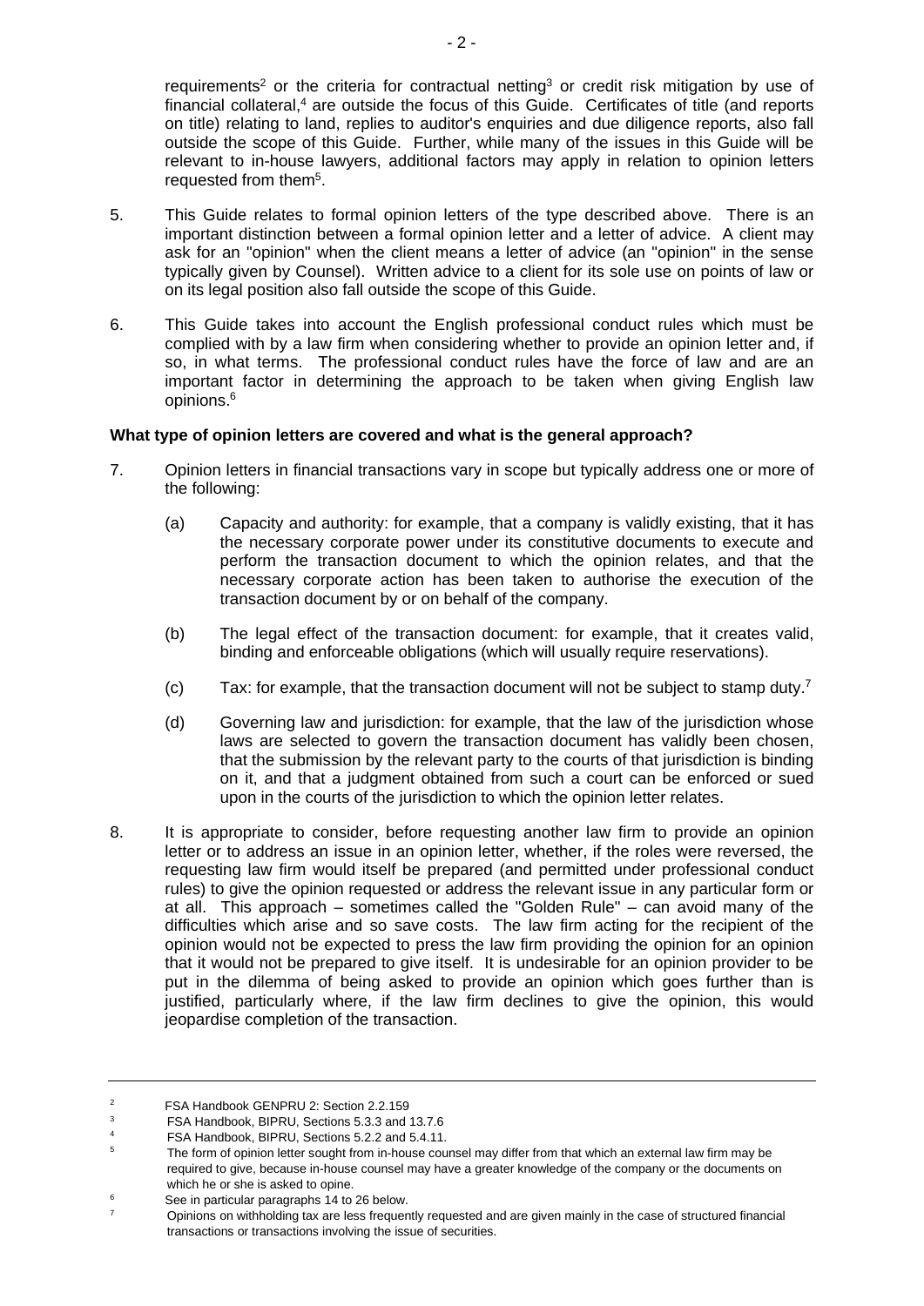requirements[2] or the criteria for contractual netting[3] or credit risk mitigation by use of financial collateral,[4] are outside the focus of this Guide. Certificates of title (and reports on title) relating to land, replies to auditor's enquiries and due diligence reports, also fall outside the scope of this Guide. Further, while many of the issues in this Guide will be relevant to in-house lawyers, additional factors may apply in relation to opinion letters requested from them[5].

5. This Guide relates to formal opinion letters of the type described above. There is an important distinction between a formal opinion letter and a letter of advice. A client may ask for an "opinion" when the client means a letter of advice (an "opinion" in the sense typically given by Counsel). Written advice to a client for its sole use on points of law or on its legal position also fall outside the scope of this Guide.

6. This Guide takes into account the English professional conduct rules which must be complied with by a law firm when considering whether to provide an opinion letter and, if so, in what terms. The professional conduct rules have the force of law and are an important factor in determining the approach to be taken when giving English law opinions.[6]

**What type of opinion letters are covered and what is the general approach?**

7. Opinion letters in financial transactions vary in scope but typically address one or more of the following:

   (a) Capacity and authority: for example, that a company is validly existing, that it has the necessary corporate power under its constitutive documents to execute and perform the transaction document to which the opinion relates, and that the necessary corporate action has been taken to authorise the execution of the transaction document by or on behalf of the company.

   (b) The legal effect of the transaction document: for example, that it creates valid, binding and enforceable obligations (which will usually require reservations).

   (c) Tax: for example, that the transaction document will not be subject to stamp duty.[7]

   (d) Governing law and jurisdiction: for example, that the law of the jurisdiction whose laws are selected to govern the transaction document has validly been chosen, that the submission by the relevant party to the courts of that jurisdiction is binding on it, and that a judgment obtained from such a court can be enforced or sued upon in the courts of the jurisdiction to which the opinion letter relates.

8. It is appropriate to consider, before requesting another law firm to provide an opinion letter or to address an issue in an opinion letter, whether, if the roles were reversed, the requesting law firm would itself be prepared (and permitted under professional conduct rules) to give the opinion requested or address the relevant issue in any particular form or at all. This approach – sometimes called the "Golden Rule" – can avoid many of the difficulties which arise and so save costs. The law firm acting for the recipient of the opinion would not be expected to press the law firm providing the opinion for an opinion that it would not be prepared to give itself. It is undesirable for an opinion provider to be put in the dilemma of being asked to provide an opinion which goes further than is justified, particularly where, if the law firm declines to give the opinion, this would jeopardise completion of the transaction.

---

[2] FSA Handbook GENPRU 2: Section 2.2.159

[3] FSA Handbook, BIPRU, Sections 5.3.3 and 13.7.6

[4] FSA Handbook, BIPRU, Sections 5.2.2 and 5.4.11.

[5] The form of opinion letter sought from in-house counsel may differ from that which an external law firm may be required to give, because in-house counsel may have a greater knowledge of the company or the documents on which he or she is asked to opine.

[6] See in particular paragraphs 14 to 26 below.

[7] Opinions on withholding tax are less frequently requested and are given mainly in the case of structured financial transactions or transactions involving the issue of securities.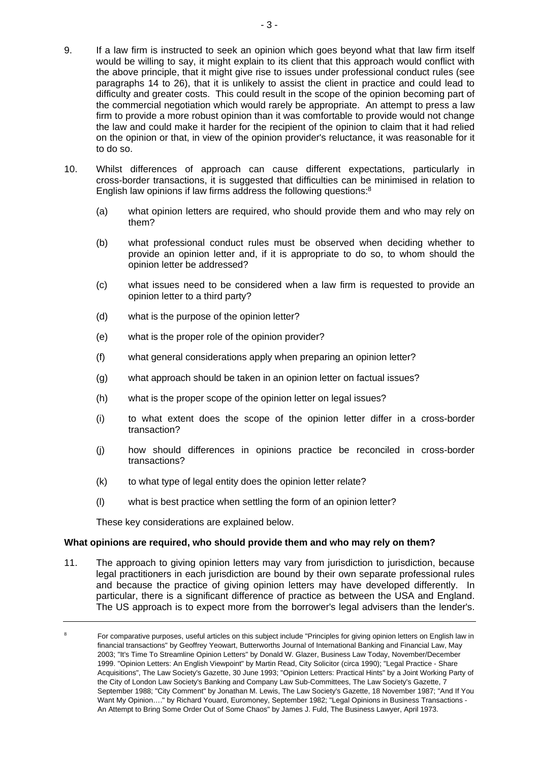9. If a law firm is instructed to seek an opinion which goes beyond what that law firm itself would be willing to say, it might explain to its client that this approach would conflict with the above principle, that it might give rise to issues under professional conduct rules (see paragraphs 14 to 26), that it is unlikely to assist the client in practice and could lead to difficulty and greater costs. This could result in the scope of the opinion becoming part of the commercial negotiation which would rarely be appropriate. An attempt to press a law firm to provide a more robust opinion than it was comfortable to provide would not change the law and could make it harder for the recipient of the opinion to claim that it had relied on the opinion or that, in view of the opinion provider's reluctance, it was reasonable for it to do so.

10. Whilst differences of approach can cause different expectations, particularly in cross-border transactions, it is suggested that difficulties can be minimised in relation to English law opinions if law firms address the following questions:[8]

    (a) what opinion letters are required, who should provide them and who may rely on them?

    (b) what professional conduct rules must be observed when deciding whether to provide an opinion letter and, if it is appropriate to do so, to whom should the opinion letter be addressed?

    (c) what issues need to be considered when a law firm is requested to provide an opinion letter to a third party?

    (d) what is the purpose of the opinion letter?

    (e) what is the proper role of the opinion provider?

    (f) what general considerations apply when preparing an opinion letter?

    (g) what approach should be taken in an opinion letter on factual issues?

    (h) what is the proper scope of the opinion letter on legal issues?

    (i) to what extent does the scope of the opinion letter differ in a cross-border transaction?

    (j) how should differences in opinions practice be reconciled in cross-border transactions?

    (k) to what type of legal entity does the opinion letter relate?

    (l) what is best practice when settling the form of an opinion letter?

    These key considerations are explained below.

**What opinions are required, who should provide them and who may rely on them?**

11. The approach to giving opinion letters may vary from jurisdiction to jurisdiction, because legal practitioners in each jurisdiction are bound by their own separate professional rules and because the practice of giving opinion letters may have developed differently. In particular, there is a significant difference of practice as between the USA and England. The US approach is to expect more from the borrower's legal advisers than the lender's.

---

[8] For comparative purposes, useful articles on this subject include "Principles for giving opinion letters on English law in financial transactions" by Geoffrey Yeowart, Butterworths Journal of International Banking and Financial Law, May 2003; "It's Time To Streamline Opinion Letters" by Donald W. Glazer, Business Law Today, November/December 1999. "Opinion Letters: An English Viewpoint" by Martin Read, City Solicitor (circa 1990); "Legal Practice - Share Acquisitions", The Law Society's Gazette, 30 June 1993; "Opinion Letters: Practical Hints" by a Joint Working Party of the City of London Law Society's Banking and Company Law Sub-Committees, The Law Society's Gazette, 7 September 1988; "City Comment" by Jonathan M. Lewis, The Law Society's Gazette, 18 November 1987; "And If You Want My Opinion…." by Richard Youard, Euromoney, September 1982; "Legal Opinions in Business Transactions - An Attempt to Bring Some Order Out of Some Chaos" by James J. Fuld, The Business Lawyer, April 1973.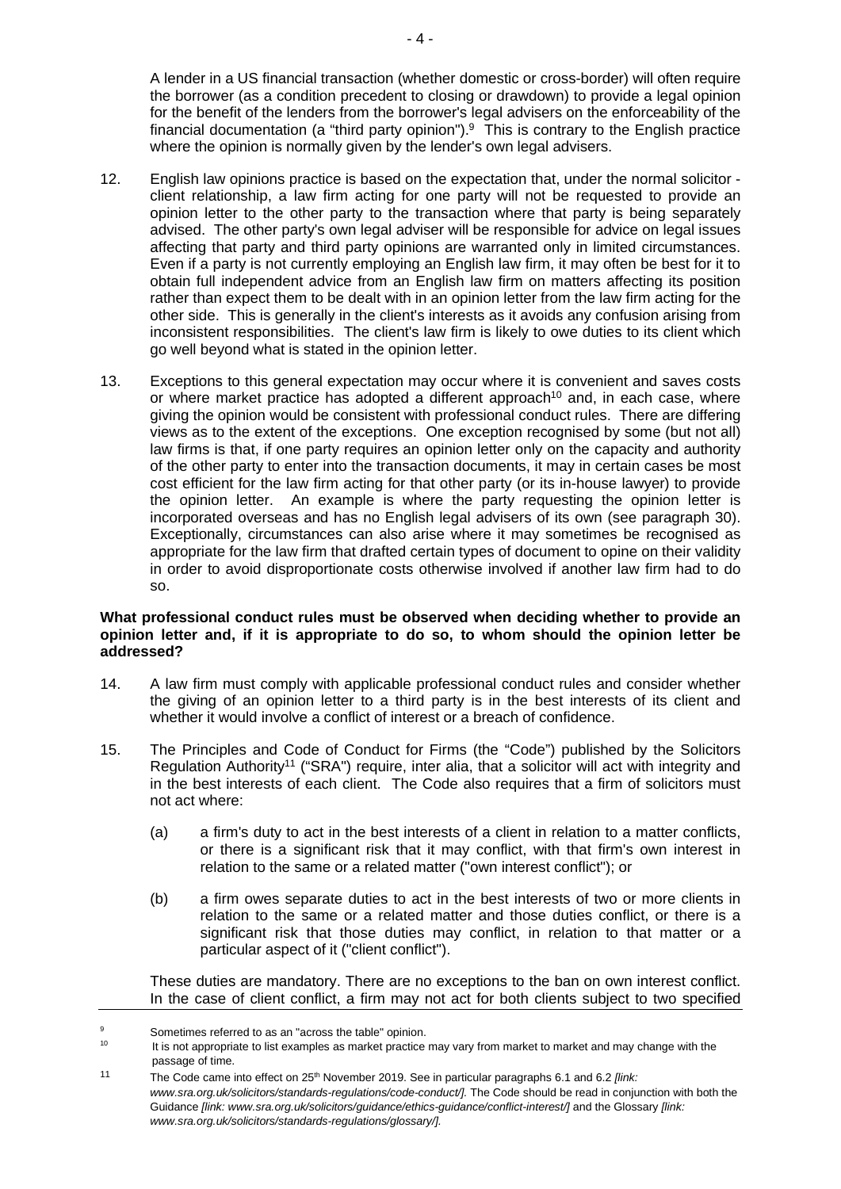A lender in a US financial transaction (whether domestic or cross-border) will often require the borrower (as a condition precedent to closing or drawdown) to provide a legal opinion for the benefit of the lenders from the borrower's legal advisers on the enforceability of the financial documentation (a "third party opinion").[9] This is contrary to the English practice where the opinion is normally given by the lender's own legal advisers.

12. English law opinions practice is based on the expectation that, under the normal solicitor - client relationship, a law firm acting for one party will not be requested to provide an opinion letter to the other party to the transaction where that party is being separately advised. The other party's own legal adviser will be responsible for advice on legal issues affecting that party and third party opinions are warranted only in limited circumstances. Even if a party is not currently employing an English law firm, it may often be best for it to obtain full independent advice from an English law firm on matters affecting its position rather than expect them to be dealt with in an opinion letter from the law firm acting for the other side. This is generally in the client's interests as it avoids any confusion arising from inconsistent responsibilities. The client's law firm is likely to owe duties to its client which go well beyond what is stated in the opinion letter.

13. Exceptions to this general expectation may occur where it is convenient and saves costs or where market practice has adopted a different approach[10] and, in each case, where giving the opinion would be consistent with professional conduct rules. There are differing views as to the extent of the exceptions. One exception recognised by some (but not all) law firms is that, if one party requires an opinion letter only on the capacity and authority of the other party to enter into the transaction documents, it may in certain cases be most cost efficient for the law firm acting for that other party (or its in-house lawyer) to provide the opinion letter. An example is where the party requesting the opinion letter is incorporated overseas and has no English legal advisers of its own (see paragraph 30). Exceptionally, circumstances can also arise where it may sometimes be recognised as appropriate for the law firm that drafted certain types of document to opine on their validity in order to avoid disproportionate costs otherwise involved if another law firm had to do so.

**What professional conduct rules must be observed when deciding whether to provide an opinion letter and, if it is appropriate to do so, to whom should the opinion letter be addressed?**

14. A law firm must comply with applicable professional conduct rules and consider whether the giving of an opinion letter to a third party is in the best interests of its client and whether it would involve a conflict of interest or a breach of confidence.

15. The Principles and Code of Conduct for Firms (the "Code") published by the Solicitors Regulation Authority[11] ("SRA") require, inter alia, that a solicitor will act with integrity and in the best interests of each client. The Code also requires that a firm of solicitors must not act where:

    (a) a firm's duty to act in the best interests of a client in relation to a matter conflicts, or there is a significant risk that it may conflict, with that firm's own interest in relation to the same or a related matter ("own interest conflict"); or

    (b) a firm owes separate duties to act in the best interests of two or more clients in relation to the same or a related matter and those duties conflict, or there is a significant risk that those duties may conflict, in relation to that matter or a particular aspect of it ("client conflict").

    These duties are mandatory. There are no exceptions to the ban on own interest conflict. In the case of client conflict, a firm may not act for both clients subject to two specified

---

[9] Sometimes referred to as an "across the table" opinion.

[10] It is not appropriate to list examples as market practice may vary from market to market and may change with the passage of time.

[11] The Code came into effect on 25th November 2019. See in particular paragraphs 6.1 and 6.2 *[link: www.sra.org.uk/solicitors/standards-regulations/code-conduct/]*. The Code should be read in conjunction with both the Guidance *[link: www.sra.org.uk/solicitors/guidance/ethics-guidance/conflict-interest/]* and the Glossary *[link: www.sra.org.uk/solicitors/standards-regulations/glossary/]*.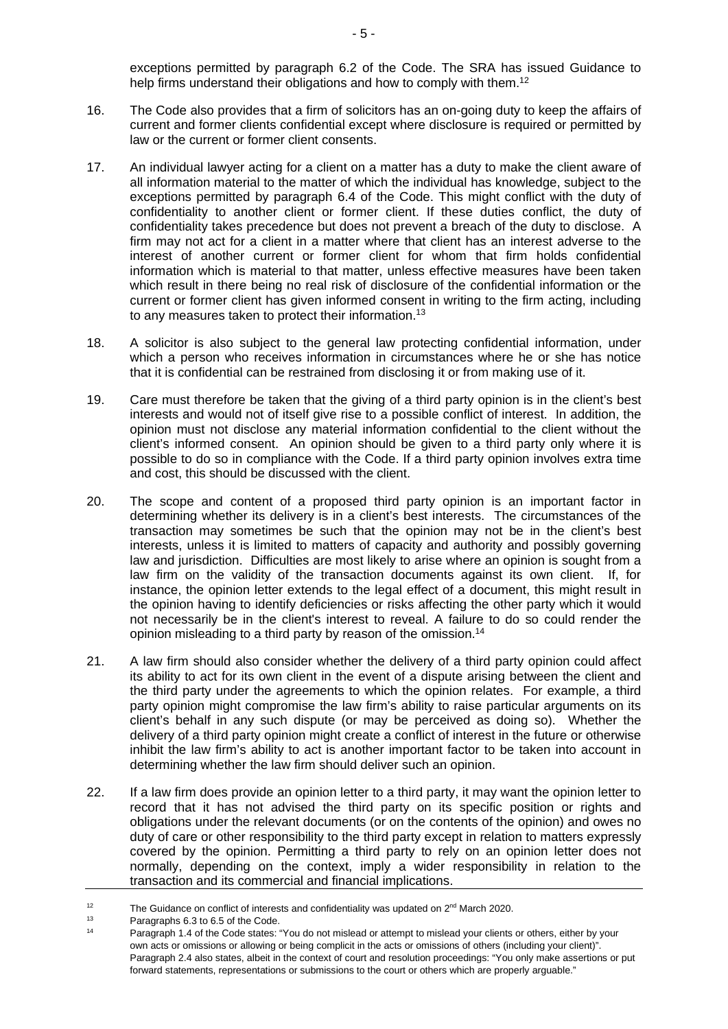exceptions permitted by paragraph 6.2 of the Code. The SRA has issued Guidance to help firms understand their obligations and how to comply with them.[12]

16. The Code also provides that a firm of solicitors has an on-going duty to keep the affairs of current and former clients confidential except where disclosure is required or permitted by law or the current or former client consents.

17. An individual lawyer acting for a client on a matter has a duty to make the client aware of all information material to the matter of which the individual has knowledge, subject to the exceptions permitted by paragraph 6.4 of the Code. This might conflict with the duty of confidentiality to another client or former client. If these duties conflict, the duty of confidentiality takes precedence but does not prevent a breach of the duty to disclose. A firm may not act for a client in a matter where that client has an interest adverse to the interest of another current or former client for whom that firm holds confidential information which is material to that matter, unless effective measures have been taken which result in there being no real risk of disclosure of the confidential information or the current or former client has given informed consent in writing to the firm acting, including to any measures taken to protect their information.[13]

18. A solicitor is also subject to the general law protecting confidential information, under which a person who receives information in circumstances where he or she has notice that it is confidential can be restrained from disclosing it or from making use of it.

19. Care must therefore be taken that the giving of a third party opinion is in the client's best interests and would not of itself give rise to a possible conflict of interest. In addition, the opinion must not disclose any material information confidential to the client without the client's informed consent. An opinion should be given to a third party only where it is possible to do so in compliance with the Code. If a third party opinion involves extra time and cost, this should be discussed with the client.

20. The scope and content of a proposed third party opinion is an important factor in determining whether its delivery is in a client's best interests. The circumstances of the transaction may sometimes be such that the opinion may not be in the client's best interests, unless it is limited to matters of capacity and authority and possibly governing law and jurisdiction. Difficulties are most likely to arise where an opinion is sought from a law firm on the validity of the transaction documents against its own client. If, for instance, the opinion letter extends to the legal effect of a document, this might result in the opinion having to identify deficiencies or risks affecting the other party which it would not necessarily be in the client's interest to reveal. A failure to do so could render the opinion misleading to a third party by reason of the omission.[14]

21. A law firm should also consider whether the delivery of a third party opinion could affect its ability to act for its own client in the event of a dispute arising between the client and the third party under the agreements to which the opinion relates. For example, a third party opinion might compromise the law firm's ability to raise particular arguments on its client's behalf in any such dispute (or may be perceived as doing so). Whether the delivery of a third party opinion might create a conflict of interest in the future or otherwise inhibit the law firm's ability to act is another important factor to be taken into account in determining whether the law firm should deliver such an opinion.

22. If a law firm does provide an opinion letter to a third party, it may want the opinion letter to record that it has not advised the third party on its specific position or rights and obligations under the relevant documents (or on the contents of the opinion) and owes no duty of care or other responsibility to the third party except in relation to matters expressly covered by the opinion. Permitting a third party to rely on an opinion letter does not normally, depending on the context, imply a wider responsibility in relation to the transaction and its commercial and financial implications.

---

[12] The Guidance on conflict of interests and confidentiality was updated on 2nd March 2020.

[13] Paragraphs 6.3 to 6.5 of the Code.

[14] Paragraph 1.4 of the Code states: "You do not mislead or attempt to mislead your clients or others, either by your own acts or omissions or allowing or being complicit in the acts or omissions of others (including your client)". Paragraph 2.4 also states, albeit in the context of court and resolution proceedings: "You only make assertions or put forward statements, representations or submissions to the court or others which are properly arguable."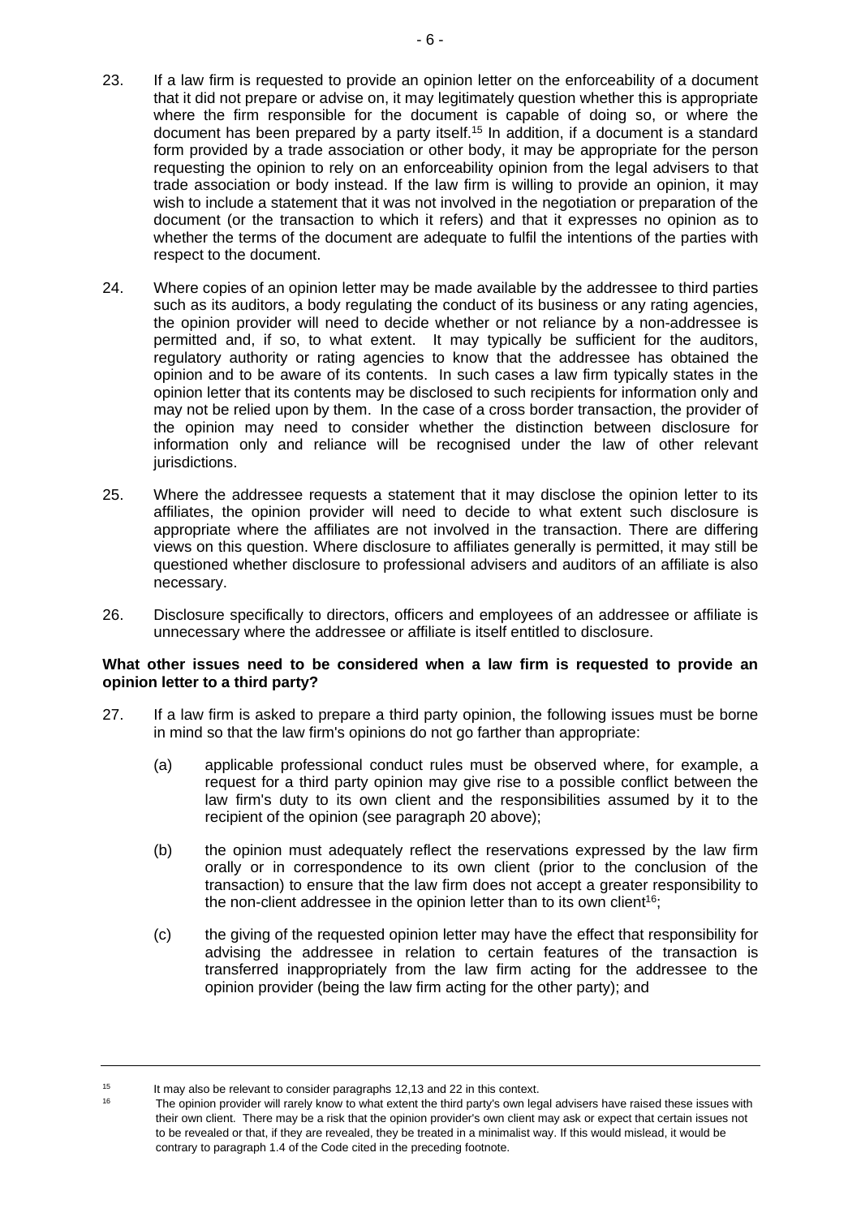23. If a law firm is requested to provide an opinion letter on the enforceability of a document that it did not prepare or advise on, it may legitimately question whether this is appropriate where the firm responsible for the document is capable of doing so, or where the document has been prepared by a party itself.[15] In addition, if a document is a standard form provided by a trade association or other body, it may be appropriate for the person requesting the opinion to rely on an enforceability opinion from the legal advisers to that trade association or body instead. If the law firm is willing to provide an opinion, it may wish to include a statement that it was not involved in the negotiation or preparation of the document (or the transaction to which it refers) and that it expresses no opinion as to whether the terms of the document are adequate to fulfil the intentions of the parties with respect to the document.

24. Where copies of an opinion letter may be made available by the addressee to third parties such as its auditors, a body regulating the conduct of its business or any rating agencies, the opinion provider will need to decide whether or not reliance by a non-addressee is permitted and, if so, to what extent. It may typically be sufficient for the auditors, regulatory authority or rating agencies to know that the addressee has obtained the opinion and to be aware of its contents. In such cases a law firm typically states in the opinion letter that its contents may be disclosed to such recipients for information only and may not be relied upon by them. In the case of a cross border transaction, the provider of the opinion may need to consider whether the distinction between disclosure for information only and reliance will be recognised under the law of other relevant jurisdictions.

25. Where the addressee requests a statement that it may disclose the opinion letter to its affiliates, the opinion provider will need to decide to what extent such disclosure is appropriate where the affiliates are not involved in the transaction. There are differing views on this question. Where disclosure to affiliates generally is permitted, it may still be questioned whether disclosure to professional advisers and auditors of an affiliate is also necessary.

26. Disclosure specifically to directors, officers and employees of an addressee or affiliate is unnecessary where the addressee or affiliate is itself entitled to disclosure.

**What other issues need to be considered when a law firm is requested to provide an opinion letter to a third party?**

27. If a law firm is asked to prepare a third party opinion, the following issues must be borne in mind so that the law firm's opinions do not go farther than appropriate:

    (a) applicable professional conduct rules must be observed where, for example, a request for a third party opinion may give rise to a possible conflict between the law firm's duty to its own client and the responsibilities assumed by it to the recipient of the opinion (see paragraph 20 above);

    (b) the opinion must adequately reflect the reservations expressed by the law firm orally or in correspondence to its own client (prior to the conclusion of the transaction) to ensure that the law firm does not accept a greater responsibility to the non-client addressee in the opinion letter than to its own client[16];

    (c) the giving of the requested opinion letter may have the effect that responsibility for advising the addressee in relation to certain features of the transaction is transferred inappropriately from the law firm acting for the addressee to the opinion provider (being the law firm acting for the other party); and

---

[15] It may also be relevant to consider paragraphs 12,13 and 22 in this context.

[16] The opinion provider will rarely know to what extent the third party's own legal advisers have raised these issues with their own client. There may be a risk that the opinion provider's own client may ask or expect that certain issues not to be revealed or that, if they are revealed, they be treated in a minimalist way. If this would mislead, it would be contrary to paragraph 1.4 of the Code cited in the preceding footnote.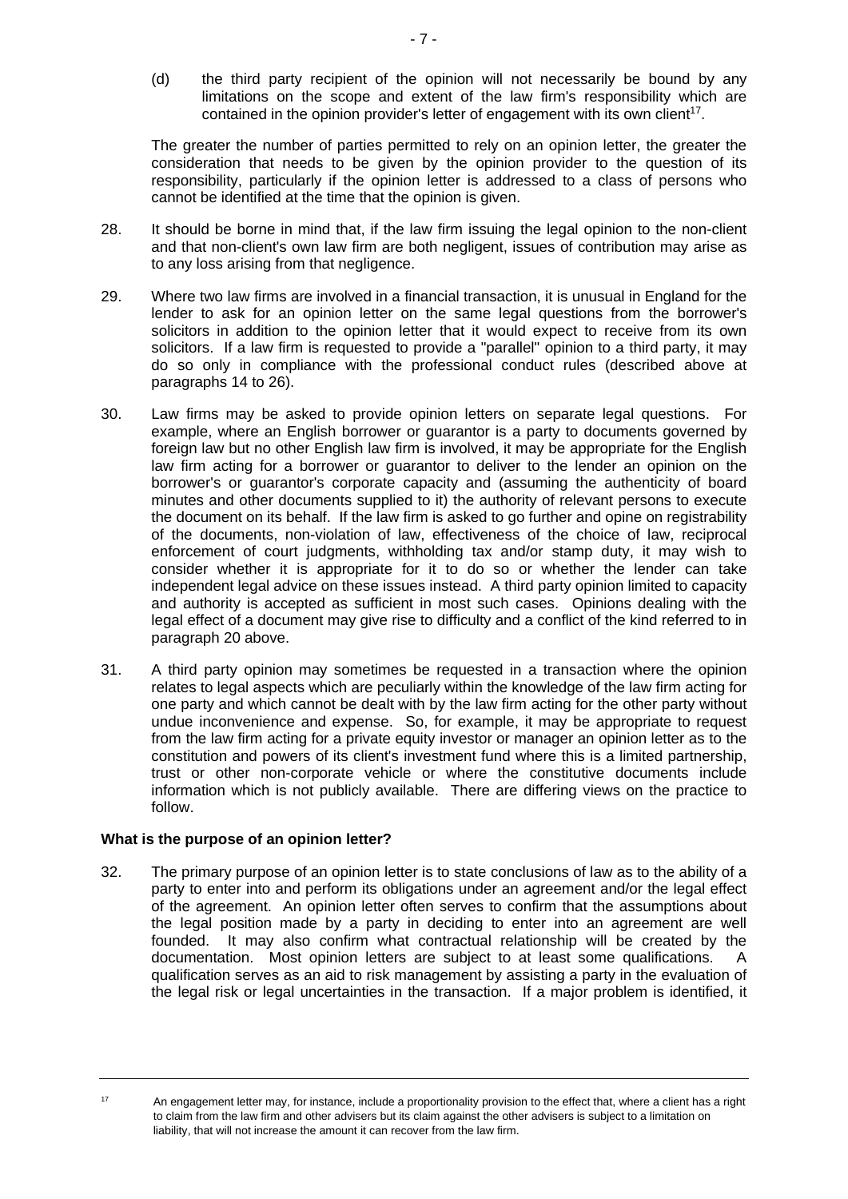(d) the third party recipient of the opinion will not necessarily be bound by any limitations on the scope and extent of the law firm's responsibility which are contained in the opinion provider's letter of engagement with its own client[17].

The greater the number of parties permitted to rely on an opinion letter, the greater the consideration that needs to be given by the opinion provider to the question of its responsibility, particularly if the opinion letter is addressed to a class of persons who cannot be identified at the time that the opinion is given.

28. It should be borne in mind that, if the law firm issuing the legal opinion to the non-client and that non-client's own law firm are both negligent, issues of contribution may arise as to any loss arising from that negligence.

29. Where two law firms are involved in a financial transaction, it is unusual in England for the lender to ask for an opinion letter on the same legal questions from the borrower's solicitors in addition to the opinion letter that it would expect to receive from its own solicitors. If a law firm is requested to provide a "parallel" opinion to a third party, it may do so only in compliance with the professional conduct rules (described above at paragraphs 14 to 26).

30. Law firms may be asked to provide opinion letters on separate legal questions. For example, where an English borrower or guarantor is a party to documents governed by foreign law but no other English law firm is involved, it may be appropriate for the English law firm acting for a borrower or guarantor to deliver to the lender an opinion on the borrower's or guarantor's corporate capacity and (assuming the authenticity of board minutes and other documents supplied to it) the authority of relevant persons to execute the document on its behalf. If the law firm is asked to go further and opine on registrability of the documents, non-violation of law, effectiveness of the choice of law, reciprocal enforcement of court judgments, withholding tax and/or stamp duty, it may wish to consider whether it is appropriate for it to do so or whether the lender can take independent legal advice on these issues instead. A third party opinion limited to capacity and authority is accepted as sufficient in most such cases. Opinions dealing with the legal effect of a document may give rise to difficulty and a conflict of the kind referred to in paragraph 20 above.

31. A third party opinion may sometimes be requested in a transaction where the opinion relates to legal aspects which are peculiarly within the knowledge of the law firm acting for one party and which cannot be dealt with by the law firm acting for the other party without undue inconvenience and expense. So, for example, it may be appropriate to request from the law firm acting for a private equity investor or manager an opinion letter as to the constitution and powers of its client's investment fund where this is a limited partnership, trust or other non-corporate vehicle or where the constitutive documents include information which is not publicly available. There are differing views on the practice to follow.

**What is the purpose of an opinion letter?**

32. The primary purpose of an opinion letter is to state conclusions of law as to the ability of a party to enter into and perform its obligations under an agreement and/or the legal effect of the agreement. An opinion letter often serves to confirm that the assumptions about the legal position made by a party in deciding to enter into an agreement are well founded. It may also confirm what contractual relationship will be created by the documentation. Most opinion letters are subject to at least some qualifications. A qualification serves as an aid to risk management by assisting a party in the evaluation of the legal risk or legal uncertainties in the transaction. If a major problem is identified, it

---

[17] An engagement letter may, for instance, include a proportionality provision to the effect that, where a client has a right to claim from the law firm and other advisers but its claim against the other advisers is subject to a limitation on liability, that will not increase the amount it can recover from the law firm.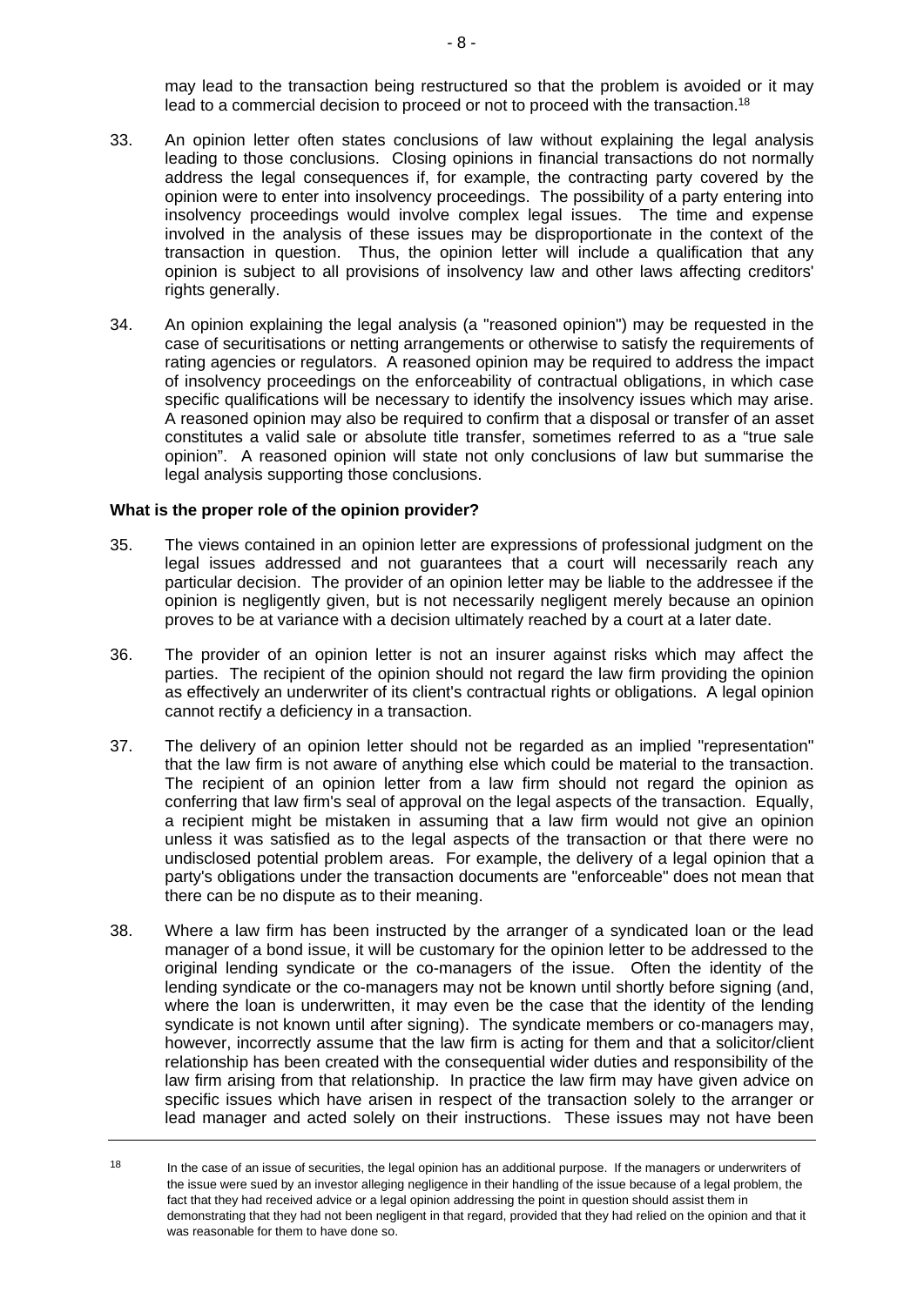may lead to the transaction being restructured so that the problem is avoided or it may lead to a commercial decision to proceed or not to proceed with the transaction.[18]

33. An opinion letter often states conclusions of law without explaining the legal analysis leading to those conclusions. Closing opinions in financial transactions do not normally address the legal consequences if, for example, the contracting party covered by the opinion were to enter into insolvency proceedings. The possibility of a party entering into insolvency proceedings would involve complex legal issues. The time and expense involved in the analysis of these issues may be disproportionate in the context of the transaction in question. Thus, the opinion letter will include a qualification that any opinion is subject to all provisions of insolvency law and other laws affecting creditors' rights generally.

34. An opinion explaining the legal analysis (a "reasoned opinion") may be requested in the case of securitisations or netting arrangements or otherwise to satisfy the requirements of rating agencies or regulators. A reasoned opinion may be required to address the impact of insolvency proceedings on the enforceability of contractual obligations, in which case specific qualifications will be necessary to identify the insolvency issues which may arise. A reasoned opinion may also be required to confirm that a disposal or transfer of an asset constitutes a valid sale or absolute title transfer, sometimes referred to as a "true sale opinion". A reasoned opinion will state not only conclusions of law but summarise the legal analysis supporting those conclusions.

**What is the proper role of the opinion provider?**

35. The views contained in an opinion letter are expressions of professional judgment on the legal issues addressed and not guarantees that a court will necessarily reach any particular decision. The provider of an opinion letter may be liable to the addressee if the opinion is negligently given, but is not necessarily negligent merely because an opinion proves to be at variance with a decision ultimately reached by a court at a later date.

36. The provider of an opinion letter is not an insurer against risks which may affect the parties. The recipient of the opinion should not regard the law firm providing the opinion as effectively an underwriter of its client's contractual rights or obligations. A legal opinion cannot rectify a deficiency in a transaction.

37. The delivery of an opinion letter should not be regarded as an implied "representation" that the law firm is not aware of anything else which could be material to the transaction. The recipient of an opinion letter from a law firm should not regard the opinion as conferring that law firm's seal of approval on the legal aspects of the transaction. Equally, a recipient might be mistaken in assuming that a law firm would not give an opinion unless it was satisfied as to the legal aspects of the transaction or that there were no undisclosed potential problem areas. For example, the delivery of a legal opinion that a party's obligations under the transaction documents are "enforceable" does not mean that there can be no dispute as to their meaning.

38. Where a law firm has been instructed by the arranger of a syndicated loan or the lead manager of a bond issue, it will be customary for the opinion letter to be addressed to the original lending syndicate or the co-managers of the issue. Often the identity of the lending syndicate or the co-managers may not be known until shortly before signing (and, where the loan is underwritten, it may even be the case that the identity of the lending syndicate is not known until after signing). The syndicate members or co-managers may, however, incorrectly assume that the law firm is acting for them and that a solicitor/client relationship has been created with the consequential wider duties and responsibility of the law firm arising from that relationship. In practice the law firm may have given advice on specific issues which have arisen in respect of the transaction solely to the arranger or lead manager and acted solely on their instructions. These issues may not have been

[18] In the case of an issue of securities, the legal opinion has an additional purpose. If the managers or underwriters of the issue were sued by an investor alleging negligence in their handling of the issue because of a legal problem, the fact that they had received advice or a legal opinion addressing the point in question should assist them in demonstrating that they had not been negligent in that regard, provided that they had relied on the opinion and that it was reasonable for them to have done so.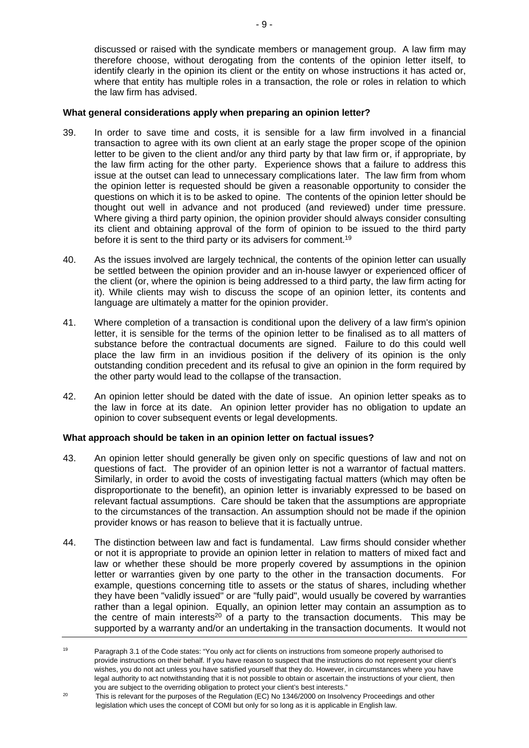discussed or raised with the syndicate members or management group. A law firm may therefore choose, without derogating from the contents of the opinion letter itself, to identify clearly in the opinion its client or the entity on whose instructions it has acted or, where that entity has multiple roles in a transaction, the role or roles in relation to which the law firm has advised.

**What general considerations apply when preparing an opinion letter?**

39. In order to save time and costs, it is sensible for a law firm involved in a financial transaction to agree with its own client at an early stage the proper scope of the opinion letter to be given to the client and/or any third party by that law firm or, if appropriate, by the law firm acting for the other party. Experience shows that a failure to address this issue at the outset can lead to unnecessary complications later. The law firm from whom the opinion letter is requested should be given a reasonable opportunity to consider the questions on which it is to be asked to opine. The contents of the opinion letter should be thought out well in advance and not produced (and reviewed) under time pressure. Where giving a third party opinion, the opinion provider should always consider consulting its client and obtaining approval of the form of opinion to be issued to the third party before it is sent to the third party or its advisers for comment.[19]

40. As the issues involved are largely technical, the contents of the opinion letter can usually be settled between the opinion provider and an in-house lawyer or experienced officer of the client (or, where the opinion is being addressed to a third party, the law firm acting for it). While clients may wish to discuss the scope of an opinion letter, its contents and language are ultimately a matter for the opinion provider.

41. Where completion of a transaction is conditional upon the delivery of a law firm's opinion letter, it is sensible for the terms of the opinion letter to be finalised as to all matters of substance before the contractual documents are signed. Failure to do this could well place the law firm in an invidious position if the delivery of its opinion is the only outstanding condition precedent and its refusal to give an opinion in the form required by the other party would lead to the collapse of the transaction.

42. An opinion letter should be dated with the date of issue. An opinion letter speaks as to the law in force at its date. An opinion letter provider has no obligation to update an opinion to cover subsequent events or legal developments.

**What approach should be taken in an opinion letter on factual issues?**

43. An opinion letter should generally be given only on specific questions of law and not on questions of fact. The provider of an opinion letter is not a warrantor of factual matters. Similarly, in order to avoid the costs of investigating factual matters (which may often be disproportionate to the benefit), an opinion letter is invariably expressed to be based on relevant factual assumptions. Care should be taken that the assumptions are appropriate to the circumstances of the transaction. An assumption should not be made if the opinion provider knows or has reason to believe that it is factually untrue.

44. The distinction between law and fact is fundamental. Law firms should consider whether or not it is appropriate to provide an opinion letter in relation to matters of mixed fact and law or whether these should be more properly covered by assumptions in the opinion letter or warranties given by one party to the other in the transaction documents. For example, questions concerning title to assets or the status of shares, including whether they have been "validly issued" or are "fully paid", would usually be covered by warranties rather than a legal opinion. Equally, an opinion letter may contain an assumption as to the centre of main interests[20] of a party to the transaction documents. This may be supported by a warranty and/or an undertaking in the transaction documents. It would not

---

[19] Paragraph 3.1 of the Code states: "You only act for clients on instructions from someone properly authorised to provide instructions on their behalf. If you have reason to suspect that the instructions do not represent your client's wishes, you do not act unless you have satisfied yourself that they do. However, in circumstances where you have legal authority to act notwithstanding that it is not possible to obtain or ascertain the instructions of your client, then you are subject to the overriding obligation to protect your client's best interests."

[20] This is relevant for the purposes of the Regulation (EC) No 1346/2000 on Insolvency Proceedings and other legislation which uses the concept of COMI but only for so long as it is applicable in English law.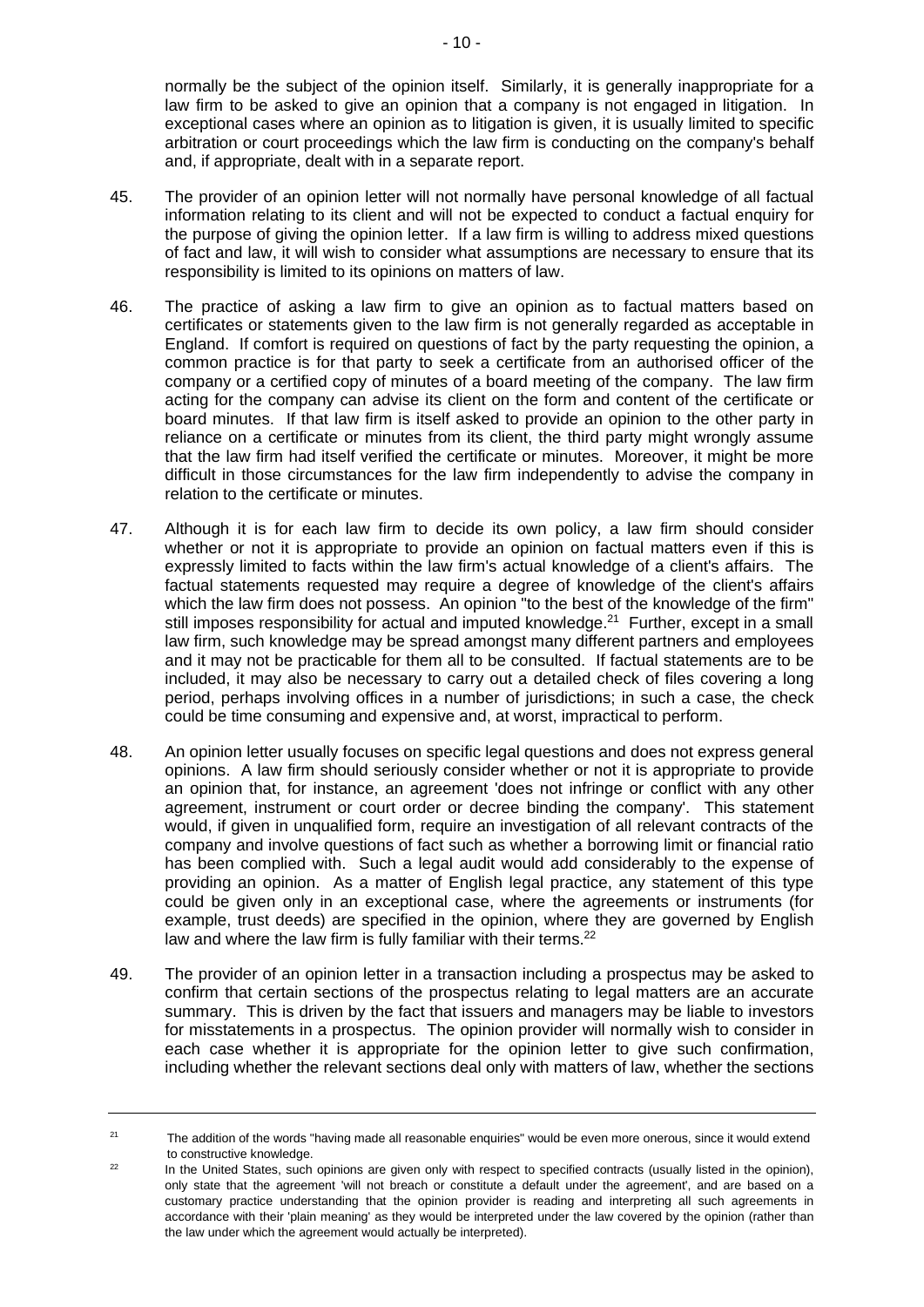normally be the subject of the opinion itself. Similarly, it is generally inappropriate for a law firm to be asked to give an opinion that a company is not engaged in litigation. In exceptional cases where an opinion as to litigation is given, it is usually limited to specific arbitration or court proceedings which the law firm is conducting on the company's behalf and, if appropriate, dealt with in a separate report.

45. The provider of an opinion letter will not normally have personal knowledge of all factual information relating to its client and will not be expected to conduct a factual enquiry for the purpose of giving the opinion letter. If a law firm is willing to address mixed questions of fact and law, it will wish to consider what assumptions are necessary to ensure that its responsibility is limited to its opinions on matters of law.

46. The practice of asking a law firm to give an opinion as to factual matters based on certificates or statements given to the law firm is not generally regarded as acceptable in England. If comfort is required on questions of fact by the party requesting the opinion, a common practice is for that party to seek a certificate from an authorised officer of the company or a certified copy of minutes of a board meeting of the company. The law firm acting for the company can advise its client on the form and content of the certificate or board minutes. If that law firm is itself asked to provide an opinion to the other party in reliance on a certificate or minutes from its client, the third party might wrongly assume that the law firm had itself verified the certificate or minutes. Moreover, it might be more difficult in those circumstances for the law firm independently to advise the company in relation to the certificate or minutes.

47. Although it is for each law firm to decide its own policy, a law firm should consider whether or not it is appropriate to provide an opinion on factual matters even if this is expressly limited to facts within the law firm's actual knowledge of a client's affairs. The factual statements requested may require a degree of knowledge of the client's affairs which the law firm does not possess. An opinion "to the best of the knowledge of the firm" still imposes responsibility for actual and imputed knowledge.[21] Further, except in a small law firm, such knowledge may be spread amongst many different partners and employees and it may not be practicable for them all to be consulted. If factual statements are to be included, it may also be necessary to carry out a detailed check of files covering a long period, perhaps involving offices in a number of jurisdictions; in such a case, the check could be time consuming and expensive and, at worst, impractical to perform.

48. An opinion letter usually focuses on specific legal questions and does not express general opinions. A law firm should seriously consider whether or not it is appropriate to provide an opinion that, for instance, an agreement 'does not infringe or conflict with any other agreement, instrument or court order or decree binding the company'. This statement would, if given in unqualified form, require an investigation of all relevant contracts of the company and involve questions of fact such as whether a borrowing limit or financial ratio has been complied with. Such a legal audit would add considerably to the expense of providing an opinion. As a matter of English legal practice, any statement of this type could be given only in an exceptional case, where the agreements or instruments (for example, trust deeds) are specified in the opinion, where they are governed by English law and where the law firm is fully familiar with their terms.[22]

49. The provider of an opinion letter in a transaction including a prospectus may be asked to confirm that certain sections of the prospectus relating to legal matters are an accurate summary. This is driven by the fact that issuers and managers may be liable to investors for misstatements in a prospectus. The opinion provider will normally wish to consider in each case whether it is appropriate for the opinion letter to give such confirmation, including whether the relevant sections deal only with matters of law, whether the sections

---

[21] The addition of the words "having made all reasonable enquiries" would be even more onerous, since it would extend to constructive knowledge.

[22] In the United States, such opinions are given only with respect to specified contracts (usually listed in the opinion), only state that the agreement 'will not breach or constitute a default under the agreement', and are based on a customary practice understanding that the opinion provider is reading and interpreting all such agreements in accordance with their 'plain meaning' as they would be interpreted under the law covered by the opinion (rather than the law under which the agreement would actually be interpreted).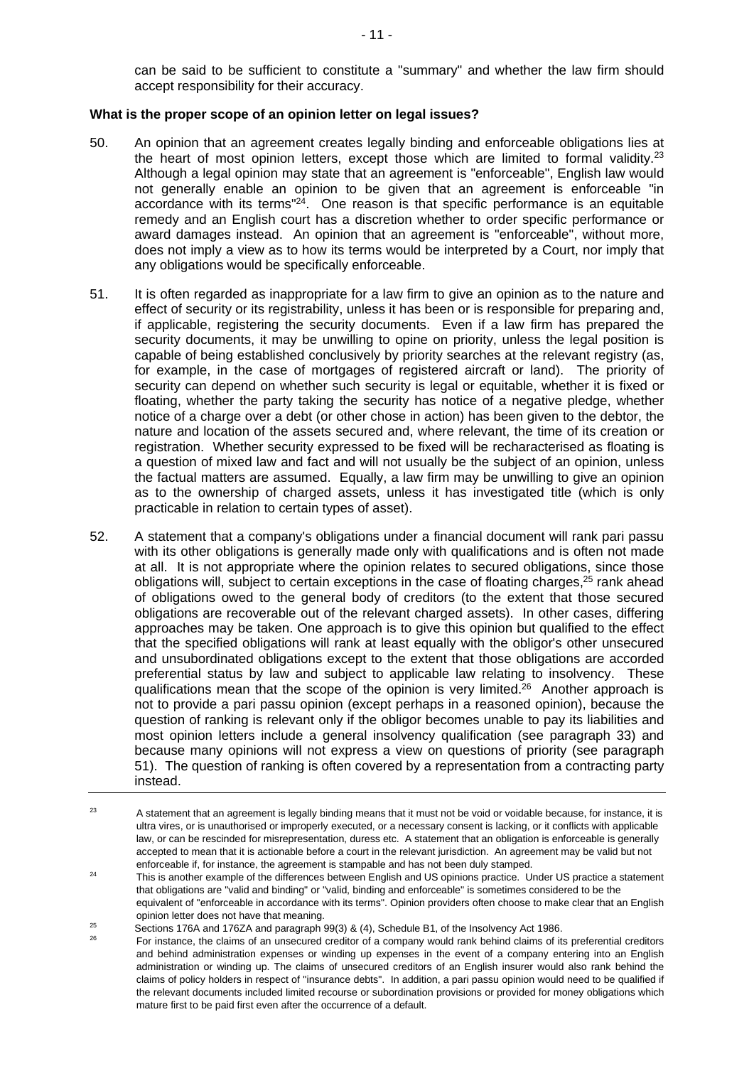can be said to be sufficient to constitute a "summary" and whether the law firm should accept responsibility for their accuracy.

**What is the proper scope of an opinion letter on legal issues?**

50. An opinion that an agreement creates legally binding and enforceable obligations lies at the heart of most opinion letters, except those which are limited to formal validity.[23] Although a legal opinion may state that an agreement is "enforceable", English law would not generally enable an opinion to be given that an agreement is enforceable "in accordance with its terms"[24]. One reason is that specific performance is an equitable remedy and an English court has a discretion whether to order specific performance or award damages instead. An opinion that an agreement is "enforceable", without more, does not imply a view as to how its terms would be interpreted by a Court, nor imply that any obligations would be specifically enforceable.

51. It is often regarded as inappropriate for a law firm to give an opinion as to the nature and effect of security or its registrability, unless it has been or is responsible for preparing and, if applicable, registering the security documents. Even if a law firm has prepared the security documents, it may be unwilling to opine on priority, unless the legal position is capable of being established conclusively by priority searches at the relevant registry (as, for example, in the case of mortgages of registered aircraft or land). The priority of security can depend on whether such security is legal or equitable, whether it is fixed or floating, whether the party taking the security has notice of a negative pledge, whether notice of a charge over a debt (or other chose in action) has been given to the debtor, the nature and location of the assets secured and, where relevant, the time of its creation or registration. Whether security expressed to be fixed will be recharacterised as floating is a question of mixed law and fact and will not usually be the subject of an opinion, unless the factual matters are assumed. Equally, a law firm may be unwilling to give an opinion as to the ownership of charged assets, unless it has investigated title (which is only practicable in relation to certain types of asset).

52. A statement that a company's obligations under a financial document will rank pari passu with its other obligations is generally made only with qualifications and is often not made at all. It is not appropriate where the opinion relates to secured obligations, since those obligations will, subject to certain exceptions in the case of floating charges,[25] rank ahead of obligations owed to the general body of creditors (to the extent that those secured obligations are recoverable out of the relevant charged assets). In other cases, differing approaches may be taken. One approach is to give this opinion but qualified to the effect that the specified obligations will rank at least equally with the obligor's other unsecured and unsubordinated obligations except to the extent that those obligations are accorded preferential status by law and subject to applicable law relating to insolvency. These qualifications mean that the scope of the opinion is very limited.[26] Another approach is not to provide a pari passu opinion (except perhaps in a reasoned opinion), because the question of ranking is relevant only if the obligor becomes unable to pay its liabilities and most opinion letters include a general insolvency qualification (see paragraph 33) and because many opinions will not express a view on questions of priority (see paragraph 51). The question of ranking is often covered by a representation from a contracting party instead.

---

[23] A statement that an agreement is legally binding means that it must not be void or voidable because, for instance, it is ultra vires, or is unauthorised or improperly executed, or a necessary consent is lacking, or it conflicts with applicable law, or can be rescinded for misrepresentation, duress etc. A statement that an obligation is enforceable is generally accepted to mean that it is actionable before a court in the relevant jurisdiction. An agreement may be valid but not enforceable if, for instance, the agreement is stampable and has not been duly stamped.

[24] This is another example of the differences between English and US opinions practice. Under US practice a statement that obligations are "valid and binding" or "valid, binding and enforceable" is sometimes considered to be the equivalent of "enforceable in accordance with its terms". Opinion providers often choose to make clear that an English opinion letter does not have that meaning.

[25] Sections 176A and 176ZA and paragraph 99(3) & (4), Schedule B1, of the Insolvency Act 1986.

[26] For instance, the claims of an unsecured creditor of a company would rank behind claims of its preferential creditors and behind administration expenses or winding up expenses in the event of a company entering into an English administration or winding up. The claims of unsecured creditors of an English insurer would also rank behind the claims of policy holders in respect of "insurance debts". In addition, a pari passu opinion would need to be qualified if the relevant documents included limited recourse or subordination provisions or provided for money obligations which mature first to be paid first even after the occurrence of a default.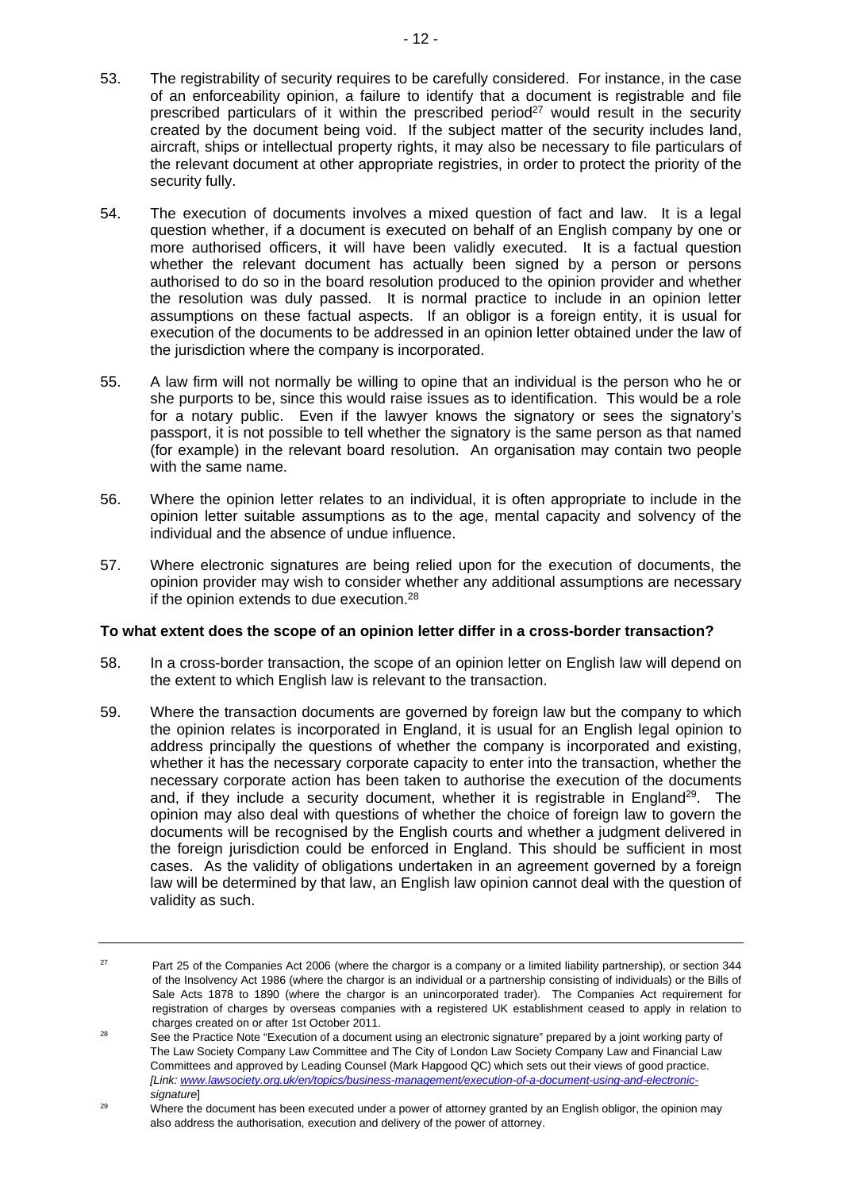53. The registrability of security requires to be carefully considered. For instance, in the case of an enforceability opinion, a failure to identify that a document is registrable and file prescribed particulars of it within the prescribed period[27] would result in the security created by the document being void. If the subject matter of the security includes land, aircraft, ships or intellectual property rights, it may also be necessary to file particulars of the relevant document at other appropriate registries, in order to protect the priority of the security fully.

54. The execution of documents involves a mixed question of fact and law. It is a legal question whether, if a document is executed on behalf of an English company by one or more authorised officers, it will have been validly executed. It is a factual question whether the relevant document has actually been signed by a person or persons authorised to do so in the board resolution produced to the opinion provider and whether the resolution was duly passed. It is normal practice to include in an opinion letter assumptions on these factual aspects. If an obligor is a foreign entity, it is usual for execution of the documents to be addressed in an opinion letter obtained under the law of the jurisdiction where the company is incorporated.

55. A law firm will not normally be willing to opine that an individual is the person who he or she purports to be, since this would raise issues as to identification. This would be a role for a notary public. Even if the lawyer knows the signatory or sees the signatory's passport, it is not possible to tell whether the signatory is the same person as that named (for example) in the relevant board resolution. An organisation may contain two people with the same name.

56. Where the opinion letter relates to an individual, it is often appropriate to include in the opinion letter suitable assumptions as to the age, mental capacity and solvency of the individual and the absence of undue influence.

57. Where electronic signatures are being relied upon for the execution of documents, the opinion provider may wish to consider whether any additional assumptions are necessary if the opinion extends to due execution.[28]

**To what extent does the scope of an opinion letter differ in a cross-border transaction?**

58. In a cross-border transaction, the scope of an opinion letter on English law will depend on the extent to which English law is relevant to the transaction.

59. Where the transaction documents are governed by foreign law but the company to which the opinion relates is incorporated in England, it is usual for an English legal opinion to address principally the questions of whether the company is incorporated and existing, whether it has the necessary corporate capacity to enter into the transaction, whether the necessary corporate action has been taken to authorise the execution of the documents and, if they include a security document, whether it is registrable in England[29]. The opinion may also deal with questions of whether the choice of foreign law to govern the documents will be recognised by the English courts and whether a judgment delivered in the foreign jurisdiction could be enforced in England. This should be sufficient in most cases. As the validity of obligations undertaken in an agreement governed by a foreign law will be determined by that law, an English law opinion cannot deal with the question of validity as such.

---

[27] Part 25 of the Companies Act 2006 (where the chargor is a company or a limited liability partnership), or section 344 of the Insolvency Act 1986 (where the chargor is an individual or a partnership consisting of individuals) or the Bills of Sale Acts 1878 to 1890 (where the chargor is an unincorporated trader). The Companies Act requirement for registration of charges by overseas companies with a registered UK establishment ceased to apply in relation to charges created on or after 1st October 2011.

[28] See the Practice Note "Execution of a document using an electronic signature" prepared by a joint working party of The Law Society Company Law Committee and The City of London Law Society Company Law and Financial Law Committees and approved by Leading Counsel (Mark Hapgood QC) which sets out their views of good practice. *[Link: www.lawsociety.org.uk/en/topics/business-management/execution-of-a-document-using-and-electronic-signature]*

[29] Where the document has been executed under a power of attorney granted by an English obligor, the opinion may also address the authorisation, execution and delivery of the power of attorney.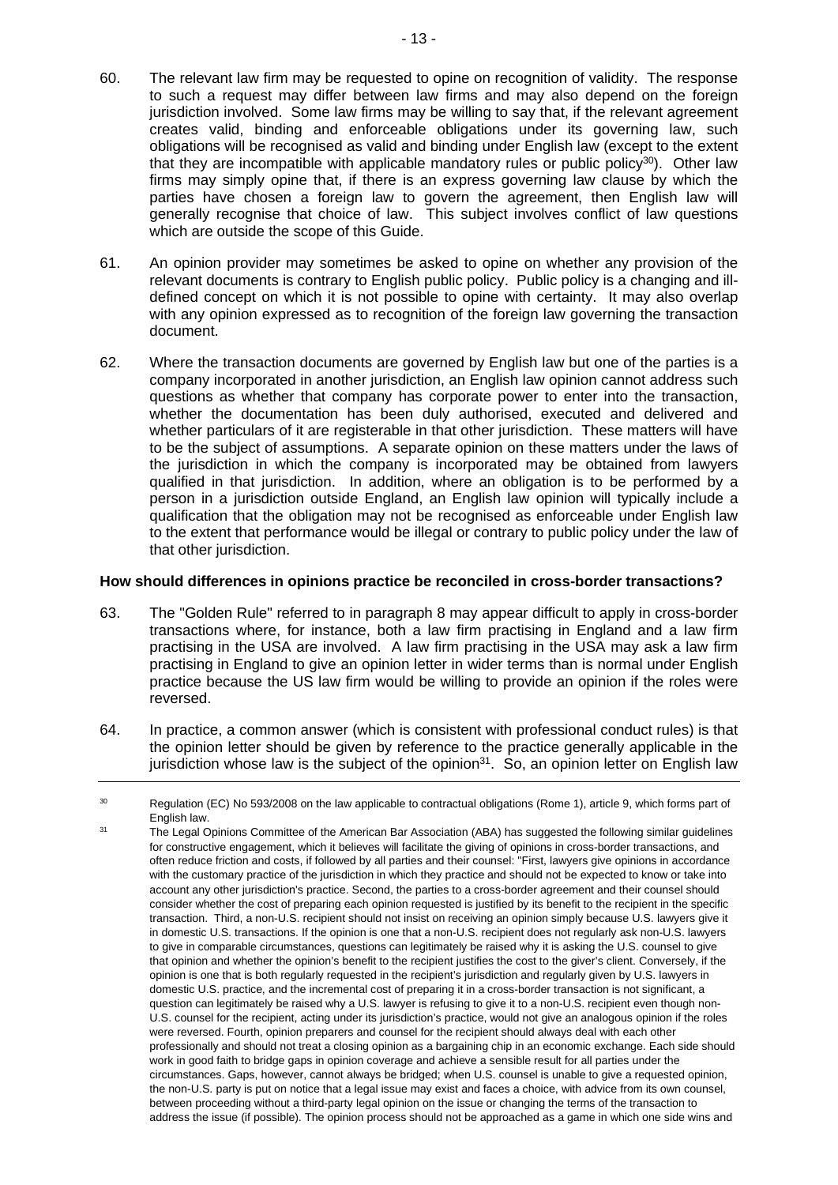60. The relevant law firm may be requested to opine on recognition of validity. The response to such a request may differ between law firms and may also depend on the foreign jurisdiction involved. Some law firms may be willing to say that, if the relevant agreement creates valid, binding and enforceable obligations under its governing law, such obligations will be recognised as valid and binding under English law (except to the extent that they are incompatible with applicable mandatory rules or public policy[30]). Other law firms may simply opine that, if there is an express governing law clause by which the parties have chosen a foreign law to govern the agreement, then English law will generally recognise that choice of law. This subject involves conflict of law questions which are outside the scope of this Guide.

61. An opinion provider may sometimes be asked to opine on whether any provision of the relevant documents is contrary to English public policy. Public policy is a changing and ill-defined concept on which it is not possible to opine with certainty. It may also overlap with any opinion expressed as to recognition of the foreign law governing the transaction document.

62. Where the transaction documents are governed by English law but one of the parties is a company incorporated in another jurisdiction, an English law opinion cannot address such questions as whether that company has corporate power to enter into the transaction, whether the documentation has been duly authorised, executed and delivered and whether particulars of it are registerable in that other jurisdiction. These matters will have to be the subject of assumptions. A separate opinion on these matters under the laws of the jurisdiction in which the company is incorporated may be obtained from lawyers qualified in that jurisdiction. In addition, where an obligation is to be performed by a person in a jurisdiction outside England, an English law opinion will typically include a qualification that the obligation may not be recognised as enforceable under English law to the extent that performance would be illegal or contrary to public policy under the law of that other jurisdiction.

**How should differences in opinions practice be reconciled in cross-border transactions?**

63. The "Golden Rule" referred to in paragraph 8 may appear difficult to apply in cross-border transactions where, for instance, both a law firm practising in England and a law firm practising in the USA are involved. A law firm practising in the USA may ask a law firm practising in England to give an opinion letter in wider terms than is normal under English practice because the US law firm would be willing to provide an opinion if the roles were reversed.

64. In practice, a common answer (which is consistent with professional conduct rules) is that the opinion letter should be given by reference to the practice generally applicable in the jurisdiction whose law is the subject of the opinion[31]. So, an opinion letter on English law

---

[30] Regulation (EC) No 593/2008 on the law applicable to contractual obligations (Rome 1), article 9, which forms part of English law.

[31] The Legal Opinions Committee of the American Bar Association (ABA) has suggested the following similar guidelines for constructive engagement, which it believes will facilitate the giving of opinions in cross-border transactions, and often reduce friction and costs, if followed by all parties and their counsel: "First, lawyers give opinions in accordance with the customary practice of the jurisdiction in which they practice and should not be expected to know or take into account any other jurisdiction's practice. Second, the parties to a cross-border agreement and their counsel should consider whether the cost of preparing each opinion requested is justified by its benefit to the recipient in the specific transaction. Third, a non-U.S. recipient should not insist on receiving an opinion simply because U.S. lawyers give it in domestic U.S. transactions. If the opinion is one that a non-U.S. recipient does not regularly ask non-U.S. lawyers to give in comparable circumstances, questions can legitimately be raised why it is asking the U.S. counsel to give that opinion and whether the opinion's benefit to the recipient justifies the cost to the giver's client. Conversely, if the opinion is one that is both regularly requested in the recipient's jurisdiction and regularly given by U.S. lawyers in domestic U.S. practice, and the incremental cost of preparing it in a cross-border transaction is not significant, a question can legitimately be raised why a U.S. lawyer is refusing to give it to a non-U.S. recipient even though non-U.S. counsel for the recipient, acting under its jurisdiction's practice, would not give an analogous opinion if the roles were reversed. Fourth, opinion preparers and counsel for the recipient should always deal with each other professionally and should not treat a closing opinion as a bargaining chip in an economic exchange. Each side should work in good faith to bridge gaps in opinion coverage and achieve a sensible result for all parties under the circumstances. Gaps, however, cannot always be bridged; when U.S. counsel is unable to give a requested opinion, the non-U.S. party is put on notice that a legal issue may exist and faces a choice, with advice from its own counsel, between proceeding without a third-party legal opinion on the issue or changing the terms of the transaction to address the issue (if possible). The opinion process should not be approached as a game in which one side wins and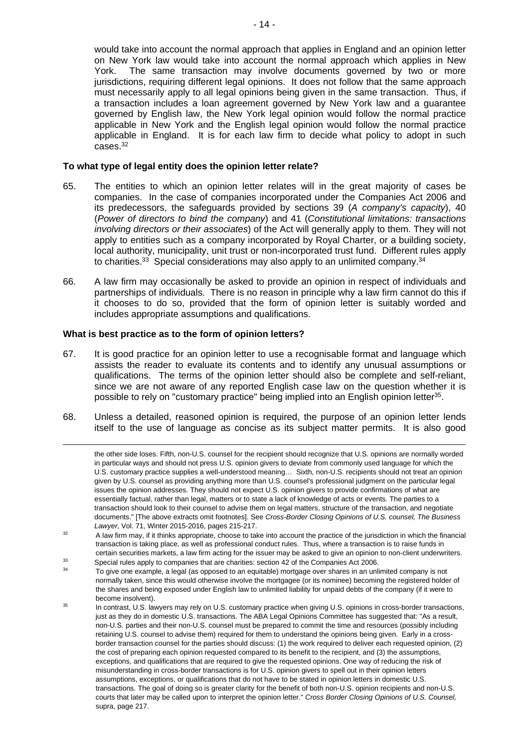would take into account the normal approach that applies in England and an opinion letter on New York law would take into account the normal approach which applies in New York. The same transaction may involve documents governed by two or more jurisdictions, requiring different legal opinions. It does not follow that the same approach must necessarily apply to all legal opinions being given in the same transaction. Thus, if a transaction includes a loan agreement governed by New York law and a guarantee governed by English law, the New York legal opinion would follow the normal practice applicable in New York and the English legal opinion would follow the normal practice applicable in England. It is for each law firm to decide what policy to adopt in such cases.[32]

**To what type of legal entity does the opinion letter relate?**

65. The entities to which an opinion letter relates will in the great majority of cases be companies. In the case of companies incorporated under the Companies Act 2006 and its predecessors, the safeguards provided by sections 39 (*A company's capacity*), 40 (*Power of directors to bind the company*) and 41 (*Constitutional limitations: transactions involving directors or their associates*) of the Act will generally apply to them. They will not apply to entities such as a company incorporated by Royal Charter, or a building society, local authority, municipality, unit trust or non-incorporated trust fund. Different rules apply to charities.[33] Special considerations may also apply to an unlimited company.[34]

66. A law firm may occasionally be asked to provide an opinion in respect of individuals and partnerships of individuals. There is no reason in principle why a law firm cannot do this if it chooses to do so, provided that the form of opinion letter is suitably worded and includes appropriate assumptions and qualifications.

**What is best practice as to the form of opinion letters?**

67. It is good practice for an opinion letter to use a recognisable format and language which assists the reader to evaluate its contents and to identify any unusual assumptions or qualifications. The terms of the opinion letter should also be complete and self-reliant, since we are not aware of any reported English case law on the question whether it is possible to rely on "customary practice" being implied into an English opinion letter[35].

68. Unless a detailed, reasoned opinion is required, the purpose of an opinion letter lends itself to the use of language as concise as its subject matter permits. It is also good

---

the other side loses. Fifth, non-U.S. counsel for the recipient should recognize that U.S. opinions are normally worded in particular ways and should not press U.S. opinion givers to deviate from commonly used language for which the U.S. customary practice supplies a well-understood meaning… Sixth, non-U.S. recipients should not treat an opinion given by U.S. counsel as providing anything more than U.S. counsel's professional judgment on the particular legal issues the opinion addresses. They should not expect U.S. opinion givers to provide confirmations of what are essentially factual, rather than legal, matters or to state a lack of knowledge of acts or events. The parties to a transaction should look to their counsel to advise them on legal matters, structure of the transaction, and negotiate documents." [The above extracts omit footnotes]. See *Cross-Border Closing Opinions of U.S. counsel, The Business Lawyer*, Vol. 71, Winter 2015-2016, pages 215-217.

[32] A law firm may, if it thinks appropriate, choose to take into account the practice of the jurisdiction in which the financial transaction is taking place, as well as professional conduct rules. Thus, where a transaction is to raise funds in certain securities markets, a law firm acting for the issuer may be asked to give an opinion to non-client underwriters.

[33] Special rules apply to companies that are charities: section 42 of the Companies Act 2006.

[34] To give one example, a legal (as opposed to an equitable) mortgage over shares in an unlimited company is not normally taken, since this would otherwise involve the mortgagee (or its nominee) becoming the registered holder of the shares and being exposed under English law to unlimited liability for unpaid debts of the company (if it were to become insolvent).

[35] In contrast, U.S. lawyers may rely on U.S. customary practice when giving U.S. opinions in cross-border transactions, just as they do in domestic U.S. transactions. The ABA Legal Opinions Committee has suggested that: "As a result, non-U.S. parties and their non-U.S. counsel must be prepared to commit the time and resources (possibly including retaining U.S. counsel to advise them) required for them to understand the opinions being given. Early in a cross-border transaction counsel for the parties should discuss: (1) the work required to deliver each requested opinion, (2) the cost of preparing each opinion requested compared to its benefit to the recipient, and (3) the assumptions, exceptions, and qualifications that are required to give the requested opinions. One way of reducing the risk of misunderstanding in cross-border transactions is for U.S. opinion givers to spell out in their opinion letters assumptions, exceptions, or qualifications that do not have to be stated in opinion letters in domestic U.S. transactions. The goal of doing so is greater clarity for the benefit of both non-U.S. opinion recipients and non-U.S. courts that later may be called upon to interpret the opinion letter." *Cross Border Closing Opinions of U.S. Counsel,* supra, page 217.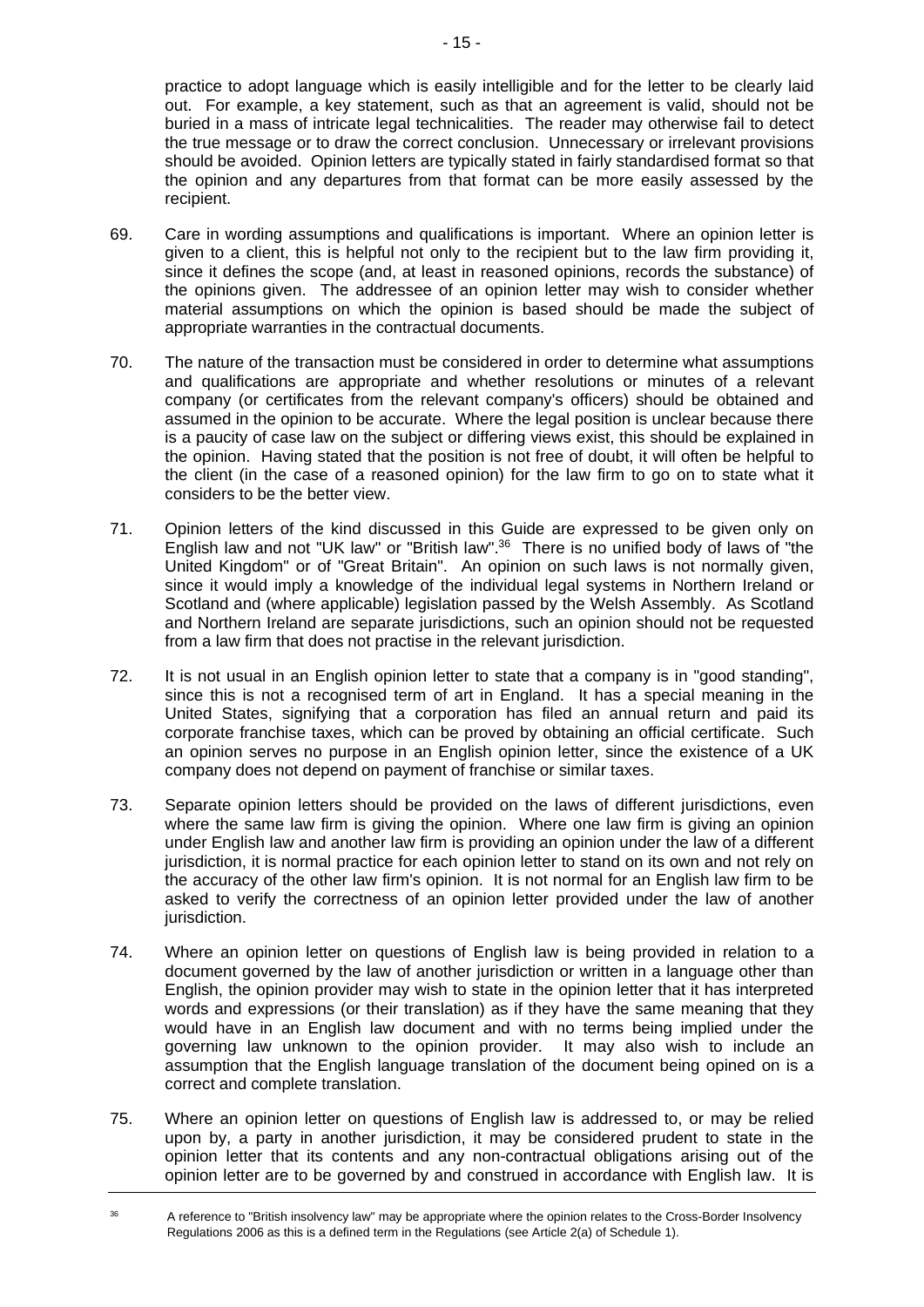practice to adopt language which is easily intelligible and for the letter to be clearly laid out. For example, a key statement, such as that an agreement is valid, should not be buried in a mass of intricate legal technicalities. The reader may otherwise fail to detect the true message or to draw the correct conclusion. Unnecessary or irrelevant provisions should be avoided. Opinion letters are typically stated in fairly standardised format so that the opinion and any departures from that format can be more easily assessed by the recipient.

69. Care in wording assumptions and qualifications is important. Where an opinion letter is given to a client, this is helpful not only to the recipient but to the law firm providing it, since it defines the scope (and, at least in reasoned opinions, records the substance) of the opinions given. The addressee of an opinion letter may wish to consider whether material assumptions on which the opinion is based should be made the subject of appropriate warranties in the contractual documents.

70. The nature of the transaction must be considered in order to determine what assumptions and qualifications are appropriate and whether resolutions or minutes of a relevant company (or certificates from the relevant company's officers) should be obtained and assumed in the opinion to be accurate. Where the legal position is unclear because there is a paucity of case law on the subject or differing views exist, this should be explained in the opinion. Having stated that the position is not free of doubt, it will often be helpful to the client (in the case of a reasoned opinion) for the law firm to go on to state what it considers to be the better view.

71. Opinion letters of the kind discussed in this Guide are expressed to be given only on English law and not "UK law" or "British law".[36] There is no unified body of laws of "the United Kingdom" or of "Great Britain". An opinion on such laws is not normally given, since it would imply a knowledge of the individual legal systems in Northern Ireland or Scotland and (where applicable) legislation passed by the Welsh Assembly. As Scotland and Northern Ireland are separate jurisdictions, such an opinion should not be requested from a law firm that does not practise in the relevant jurisdiction.

72. It is not usual in an English opinion letter to state that a company is in "good standing", since this is not a recognised term of art in England. It has a special meaning in the United States, signifying that a corporation has filed an annual return and paid its corporate franchise taxes, which can be proved by obtaining an official certificate. Such an opinion serves no purpose in an English opinion letter, since the existence of a UK company does not depend on payment of franchise or similar taxes.

73. Separate opinion letters should be provided on the laws of different jurisdictions, even where the same law firm is giving the opinion. Where one law firm is giving an opinion under English law and another law firm is providing an opinion under the law of a different jurisdiction, it is normal practice for each opinion letter to stand on its own and not rely on the accuracy of the other law firm's opinion. It is not normal for an English law firm to be asked to verify the correctness of an opinion letter provided under the law of another jurisdiction.

74. Where an opinion letter on questions of English law is being provided in relation to a document governed by the law of another jurisdiction or written in a language other than English, the opinion provider may wish to state in the opinion letter that it has interpreted words and expressions (or their translation) as if they have the same meaning that they would have in an English law document and with no terms being implied under the governing law unknown to the opinion provider. It may also wish to include an assumption that the English language translation of the document being opined on is a correct and complete translation.

75. Where an opinion letter on questions of English law is addressed to, or may be relied upon by, a party in another jurisdiction, it may be considered prudent to state in the opinion letter that its contents and any non-contractual obligations arising out of the opinion letter are to be governed by and construed in accordance with English law. It is

[36] A reference to "British insolvency law" may be appropriate where the opinion relates to the Cross-Border Insolvency Regulations 2006 as this is a defined term in the Regulations (see Article 2(a) of Schedule 1).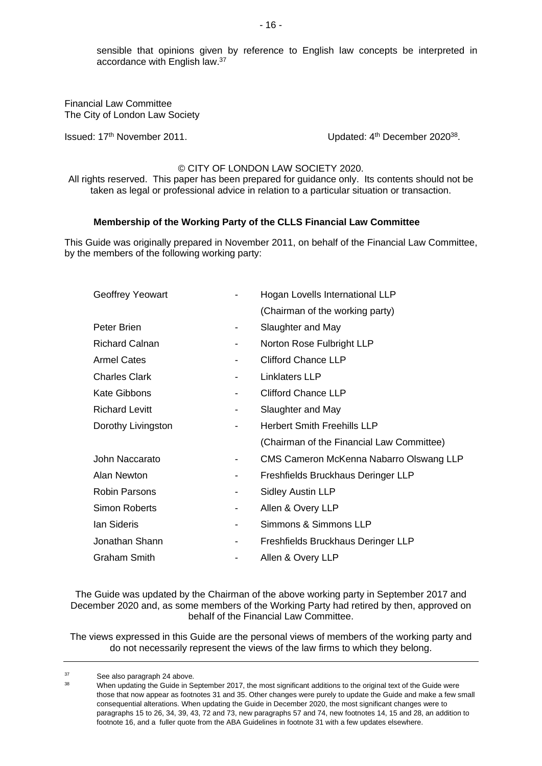sensible that opinions given by reference to English law concepts be interpreted in accordance with English law.[37]

Financial Law Committee
The City of London Law Society

Issued: 17th November 2011. Updated: 4th December 2020[38].

© CITY OF LONDON LAW SOCIETY 2020.
All rights reserved. This paper has been prepared for guidance only. Its contents should not be taken as legal or professional advice in relation to a particular situation or transaction.

**Membership of the Working Party of the CLLS Financial Law Committee**

This Guide was originally prepared in November 2011, on behalf of the Financial Law Committee, by the members of the following working party:

| | | |
|---|---|---|
| Geoffrey Yeowart | - | Hogan Lovells International LLP (Chairman of the working party) |
| Peter Brien | - | Slaughter and May |
| Richard Calnan | - | Norton Rose Fulbright LLP |
| Armel Cates | - | Clifford Chance LLP |
| Charles Clark | - | Linklaters LLP |
| Kate Gibbons | - | Clifford Chance LLP |
| Richard Levitt | - | Slaughter and May |
| Dorothy Livingston | - | Herbert Smith Freehills LLP (Chairman of the Financial Law Committee) |
| John Naccarato | - | CMS Cameron McKenna Nabarro Olswang LLP |
| Alan Newton | - | Freshfields Bruckhaus Deringer LLP |
| Robin Parsons | - | Sidley Austin LLP |
| Simon Roberts | - | Allen & Overy LLP |
| Ian Sideris | - | Simmons & Simmons LLP |
| Jonathan Shann | - | Freshfields Bruckhaus Deringer LLP |
| Graham Smith | - | Allen & Overy LLP |

The Guide was updated by the Chairman of the above working party in September 2017 and December 2020 and, as some members of the Working Party had retired by then, approved on behalf of the Financial Law Committee.

The views expressed in this Guide are the personal views of members of the working party and do not necessarily represent the views of the law firms to which they belong.

---

[37] See also paragraph 24 above.

[38] When updating the Guide in September 2017, the most significant additions to the original text of the Guide were those that now appear as footnotes 31 and 35. Other changes were purely to update the Guide and make a few small consequential alterations. When updating the Guide in December 2020, the most significant changes were to paragraphs 15 to 26, 34, 39, 43, 72 and 73, new paragraphs 57 and 74, new footnotes 14, 15 and 28, an addition to footnote 16, and a fuller quote from the ABA Guidelines in footnote 31 with a few updates elsewhere.